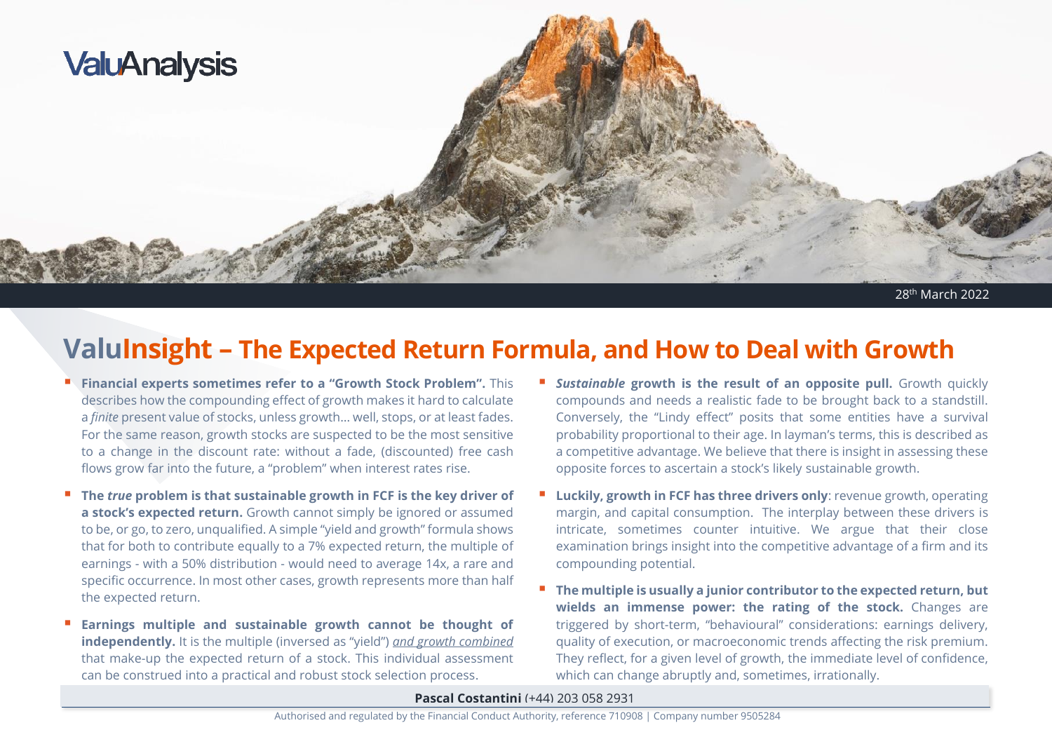ValuAnalysis

28th March 2022

# ValuInsight – The Expected Return Formula, and How to Deal with Growth

- **Financial experts sometimes refer to a "Growth Stock Problem".** This describes how the compounding effect of growth makes it hard to calculate a *finite* present value of stocks, unless growth… well, stops, or at least fades. For the same reason, growth stocks are suspected to be the most sensitive to a change in the discount rate: without a fade, (discounted) free cash flows grow far into the future, a "problem" when interest rates rise.

- **The *true* problem is that sustainable growth in FCF is the key driver of a stock's expected return.** Growth cannot simply be ignored or assumed to be, or go, to zero, unqualified. A simple "yield and growth" formula shows that for both to contribute equally to a 7% expected return, the multiple of earnings - with a 50% distribution - would need to average 14x, a rare and specific occurrence. In most other cases, growth represents more than half the expected return.

- **Earnings multiple and sustainable growth cannot be thought of independently.** It is the multiple (inversed as "yield") *and growth combined* that make-up the expected return of a stock. This individual assessment can be construed into a practical and robust stock selection process.

- ***Sustainable* growth is the result of an opposite pull.** Growth quickly compounds and needs a realistic fade to be brought back to a standstill. Conversely, the "Lindy effect" posits that some entities have a survival probability proportional to their age. In layman's terms, this is described as a competitive advantage. We believe that there is insight in assessing these opposite forces to ascertain a stock's likely sustainable growth.

- **Luckily, growth in FCF has three drivers only**: revenue growth, operating margin, and capital consumption. The interplay between these drivers is intricate, sometimes counter intuitive. We argue that their close examination brings insight into the competitive advantage of a firm and its compounding potential.

- **The multiple is usually a junior contributor to the expected return, but wields an immense power: the rating of the stock.** Changes are triggered by short-term, "behavioural" considerations: earnings delivery, quality of execution, or macroeconomic trends affecting the risk premium. They reflect, for a given level of growth, the immediate level of confidence, which can change abruptly and, sometimes, irrationally.

**Pascal Costantini** (+44) 203 058 2931

Authorised and regulated by the Financial Conduct Authority, reference 710908 | Company number 9505284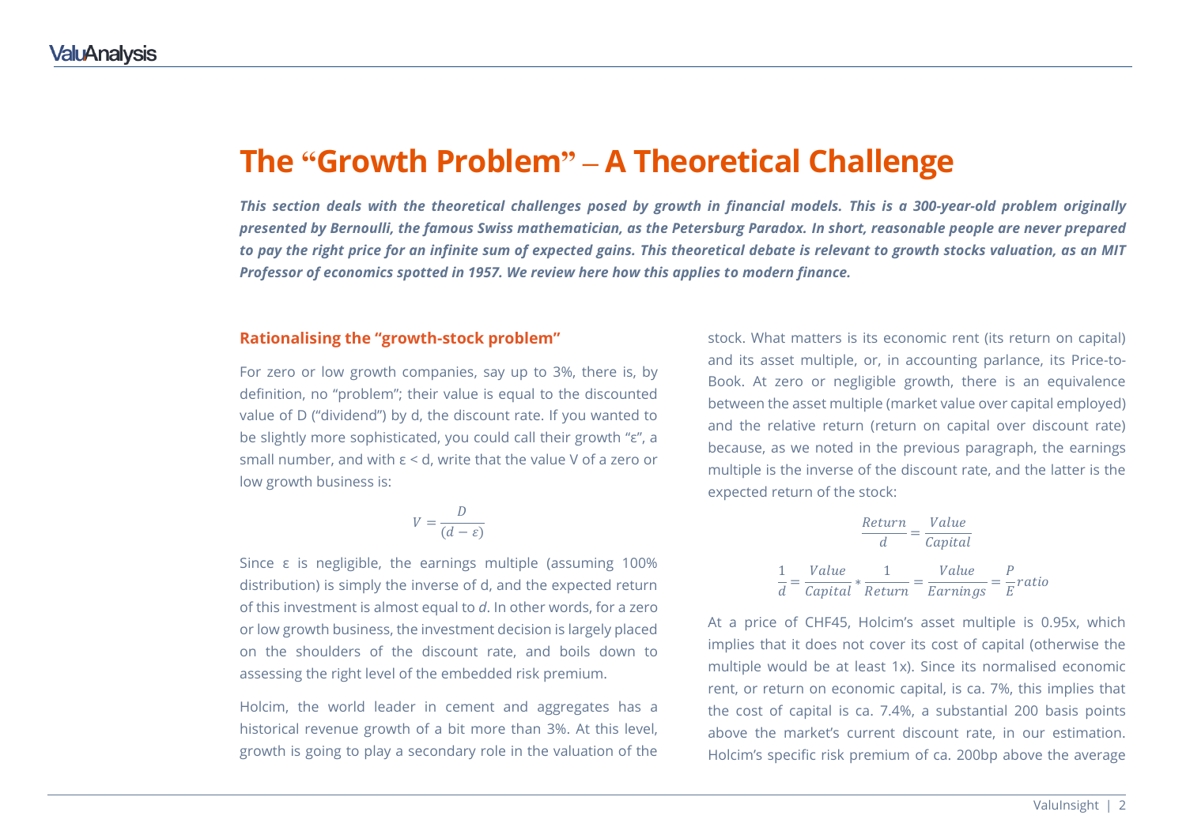# The "Growth Problem" – A Theoretical Challenge

***This section deals with the theoretical challenges posed by growth in financial models. This is a 300-year-old problem originally presented by Bernoulli, the famous Swiss mathematician, as the Petersburg Paradox. In short, reasonable people are never prepared to pay the right price for an infinite sum of expected gains. This theoretical debate is relevant to growth stocks valuation, as an MIT Professor of economics spotted in 1957. We review here how this applies to modern finance.***

## Rationalising the "growth-stock problem"

For zero or low growth companies, say up to 3%, there is, by definition, no "problem"; their value is equal to the discounted value of D ("dividend") by d, the discount rate. If you wanted to be slightly more sophisticated, you could call their growth "$\varepsilon$", a small number, and with $\varepsilon < d$, write that the value V of a zero or low growth business is:

$$V = \frac{D}{(d - \varepsilon)}$$

Since $\varepsilon$ is negligible, the earnings multiple (assuming 100% distribution) is simply the inverse of d, and the expected return of this investment is almost equal to *d*. In other words, for a zero or low growth business, the investment decision is largely placed on the shoulders of the discount rate, and boils down to assessing the right level of the embedded risk premium.

Holcim, the world leader in cement and aggregates has a historical revenue growth of a bit more than 3%. At this level, growth is going to play a secondary role in the valuation of the stock. What matters is its economic rent (its return on capital) and its asset multiple, or, in accounting parlance, its Price-to-Book. At zero or negligible growth, there is an equivalence between the asset multiple (market value over capital employed) and the relative return (return on capital over discount rate) because, as we noted in the previous paragraph, the earnings multiple is the inverse of the discount rate, and the latter is the expected return of the stock:

$$\frac{Return}{d} = \frac{Value}{Capital}$$

$$\frac{1}{d} = \frac{Value}{Capital} * \frac{1}{Return} = \frac{Value}{Earnings} = \frac{P}{E} ratio$$

At a price of CHF45, Holcim's asset multiple is 0.95x, which implies that it does not cover its cost of capital (otherwise the multiple would be at least 1x). Since its normalised economic rent, or return on economic capital, is ca. 7%, this implies that the cost of capital is ca. 7.4%, a substantial 200 basis points above the market's current discount rate, in our estimation. Holcim's specific risk premium of ca. 200bp above the average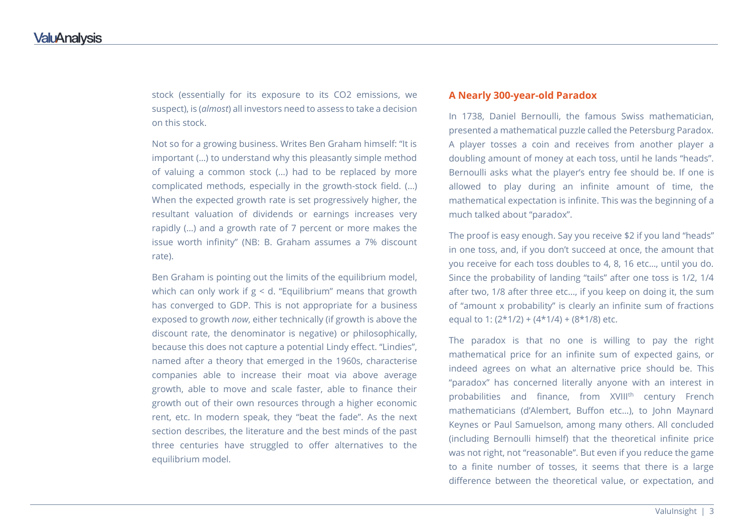stock (essentially for its exposure to its $CO_2$ emissions, we suspect), is (*almost*) all investors need to assess to take a decision on this stock.

Not so for a growing business. Writes Ben Graham himself: "It is important (…) to understand why this pleasantly simple method of valuing a common stock (…) had to be replaced by more complicated methods, especially in the growth-stock field. (…) When the expected growth rate is set progressively higher, the resultant valuation of dividends or earnings increases very rapidly (…) and a growth rate of 7 percent or more makes the issue worth infinity" (NB: B. Graham assumes a 7% discount rate).

Ben Graham is pointing out the limits of the equilibrium model, which can only work if $g < d$. "Equilibrium" means that growth has converged to GDP. This is not appropriate for a business exposed to growth *now*, either technically (if growth is above the discount rate, the denominator is negative) or philosophically, because this does not capture a potential Lindy effect. "Lindies", named after a theory that emerged in the 1960s, characterise companies able to increase their moat via above average growth, able to move and scale faster, able to finance their growth out of their own resources through a higher economic rent, etc. In modern speak, they "beat the fade". As the next section describes, the literature and the best minds of the past three centuries have struggled to offer alternatives to the equilibrium model.

## A Nearly 300-year-old Paradox

In 1738, Daniel Bernoulli, the famous Swiss mathematician, presented a mathematical puzzle called the Petersburg Paradox. A player tosses a coin and receives from another player a doubling amount of money at each toss, until he lands "heads". Bernoulli asks what the player's entry fee should be. If one is allowed to play during an infinite amount of time, the mathematical expectation is infinite. This was the beginning of a much talked about "paradox".

The proof is easy enough. Say you receive $2 if you land "heads" in one toss, and, if you don't succeed at once, the amount that you receive for each toss doubles to 4, 8, 16 etc..., until you do. Since the probability of landing "tails" after one toss is 1/2, 1/4 after two, 1/8 after three etc..., if you keep on doing it, the sum of "amount x probability" is clearly an infinite sum of fractions equal to 1: $(2*1/2) + (4*1/4) + (8*1/8)$ etc.

The paradox is that no one is willing to pay the right mathematical price for an infinite sum of expected gains, or indeed agrees on what an alternative price should be. This "paradox" has concerned literally anyone with an interest in probabilities and finance, from XVIII$^{th}$ century French mathematicians (d'Alembert, Buffon etc...), to John Maynard Keynes or Paul Samuelson, among many others. All concluded (including Bernoulli himself) that the theoretical infinite price was not right, not "reasonable". But even if you reduce the game to a finite number of tosses, it seems that there is a large difference between the theoretical value, or expectation, and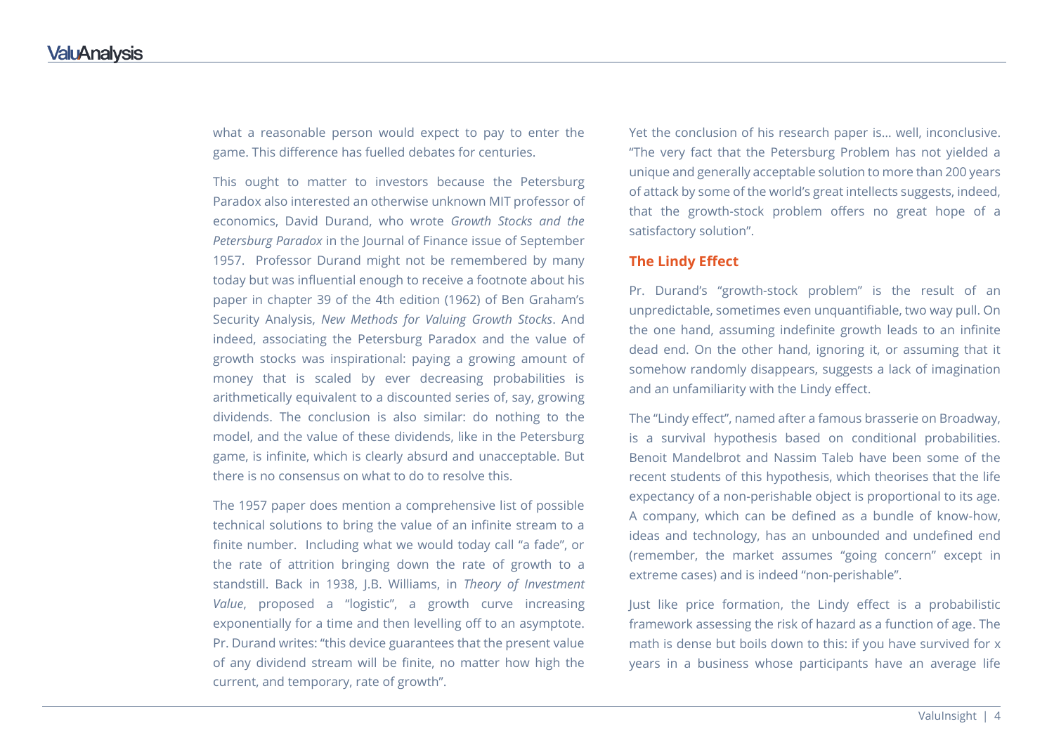what a reasonable person would expect to pay to enter the game. This difference has fuelled debates for centuries.

This ought to matter to investors because the Petersburg Paradox also interested an otherwise unknown MIT professor of economics, David Durand, who wrote *Growth Stocks and the Petersburg Paradox* in the Journal of Finance issue of September 1957. Professor Durand might not be remembered by many today but was influential enough to receive a footnote about his paper in chapter 39 of the 4th edition (1962) of Ben Graham's Security Analysis, *New Methods for Valuing Growth Stocks*. And indeed, associating the Petersburg Paradox and the value of growth stocks was inspirational: paying a growing amount of money that is scaled by ever decreasing probabilities is arithmetically equivalent to a discounted series of, say, growing dividends. The conclusion is also similar: do nothing to the model, and the value of these dividends, like in the Petersburg game, is infinite, which is clearly absurd and unacceptable. But there is no consensus on what to do to resolve this.

The 1957 paper does mention a comprehensive list of possible technical solutions to bring the value of an infinite stream to a finite number. Including what we would today call "a fade", or the rate of attrition bringing down the rate of growth to a standstill. Back in 1938, J.B. Williams, in *Theory of Investment Value*, proposed a "logistic", a growth curve increasing exponentially for a time and then levelling off to an asymptote. Pr. Durand writes: "this device guarantees that the present value of any dividend stream will be finite, no matter how high the current, and temporary, rate of growth".

Yet the conclusion of his research paper is… well, inconclusive. "The very fact that the Petersburg Problem has not yielded a unique and generally acceptable solution to more than 200 years of attack by some of the world's great intellects suggests, indeed, that the growth-stock problem offers no great hope of a satisfactory solution".

## The Lindy Effect

Pr. Durand's "growth-stock problem" is the result of an unpredictable, sometimes even unquantifiable, two way pull. On the one hand, assuming indefinite growth leads to an infinite dead end. On the other hand, ignoring it, or assuming that it somehow randomly disappears, suggests a lack of imagination and an unfamiliarity with the Lindy effect.

The "Lindy effect", named after a famous brasserie on Broadway, is a survival hypothesis based on conditional probabilities. Benoit Mandelbrot and Nassim Taleb have been some of the recent students of this hypothesis, which theorises that the life expectancy of a non-perishable object is proportional to its age. A company, which can be defined as a bundle of know-how, ideas and technology, has an unbounded and undefined end (remember, the market assumes "going concern" except in extreme cases) and is indeed "non-perishable".

Just like price formation, the Lindy effect is a probabilistic framework assessing the risk of hazard as a function of age. The math is dense but boils down to this: if you have survived for x years in a business whose participants have an average life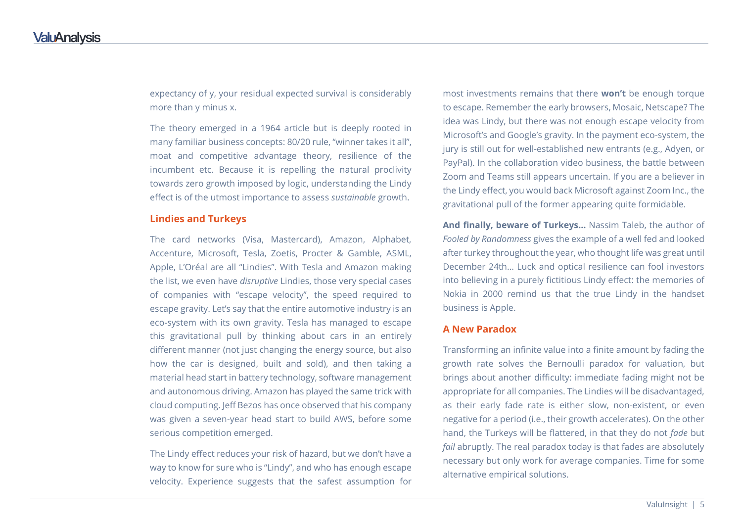expectancy of y, your residual expected survival is considerably more than y minus x.

The theory emerged in a 1964 article but is deeply rooted in many familiar business concepts: 80/20 rule, “winner takes it all”, moat and competitive advantage theory, resilience of the incumbent etc. Because it is repelling the natural proclivity towards zero growth imposed by logic, understanding the Lindy effect is of the utmost importance to assess *sustainable* growth.

## Lindies and Turkeys

The card networks (Visa, Mastercard), Amazon, Alphabet, Accenture, Microsoft, Tesla, Zoetis, Procter & Gamble, ASML, Apple, L’Oréal are all “Lindies”. With Tesla and Amazon making the list, we even have *disruptive* Lindies, those very special cases of companies with “escape velocity”, the speed required to escape gravity. Let’s say that the entire automotive industry is an eco-system with its own gravity. Tesla has managed to escape this gravitational pull by thinking about cars in an entirely different manner (not just changing the energy source, but also how the car is designed, built and sold), and then taking a material head start in battery technology, software management and autonomous driving. Amazon has played the same trick with cloud computing. Jeff Bezos has once observed that his company was given a seven-year head start to build AWS, before some serious competition emerged.

The Lindy effect reduces your risk of hazard, but we don’t have a way to know for sure who is “Lindy”, and who has enough escape velocity. Experience suggests that the safest assumption for most investments remains that there **won’t** be enough torque to escape. Remember the early browsers, Mosaic, Netscape? The idea was Lindy, but there was not enough escape velocity from Microsoft’s and Google’s gravity. In the payment eco-system, the jury is still out for well-established new entrants (e.g., Adyen, or PayPal). In the collaboration video business, the battle between Zoom and Teams still appears uncertain. If you are a believer in the Lindy effect, you would back Microsoft against Zoom Inc., the gravitational pull of the former appearing quite formidable.

**And finally, beware of Turkeys…** Nassim Taleb, the author of *Fooled by Randomness* gives the example of a well fed and looked after turkey throughout the year, who thought life was great until December 24th… Luck and optical resilience can fool investors into believing in a purely fictitious Lindy effect: the memories of Nokia in 2000 remind us that the true Lindy in the handset business is Apple.

## A New Paradox

Transforming an infinite value into a finite amount by fading the growth rate solves the Bernoulli paradox for valuation, but brings about another difficulty: immediate fading might not be appropriate for all companies. The Lindies will be disadvantaged, as their early fade rate is either slow, non-existent, or even negative for a period (i.e., their growth accelerates). On the other hand, the Turkeys will be flattered, in that they do not *fade* but *fail* abruptly. The real paradox today is that fades are absolutely necessary but only work for average companies. Time for some alternative empirical solutions.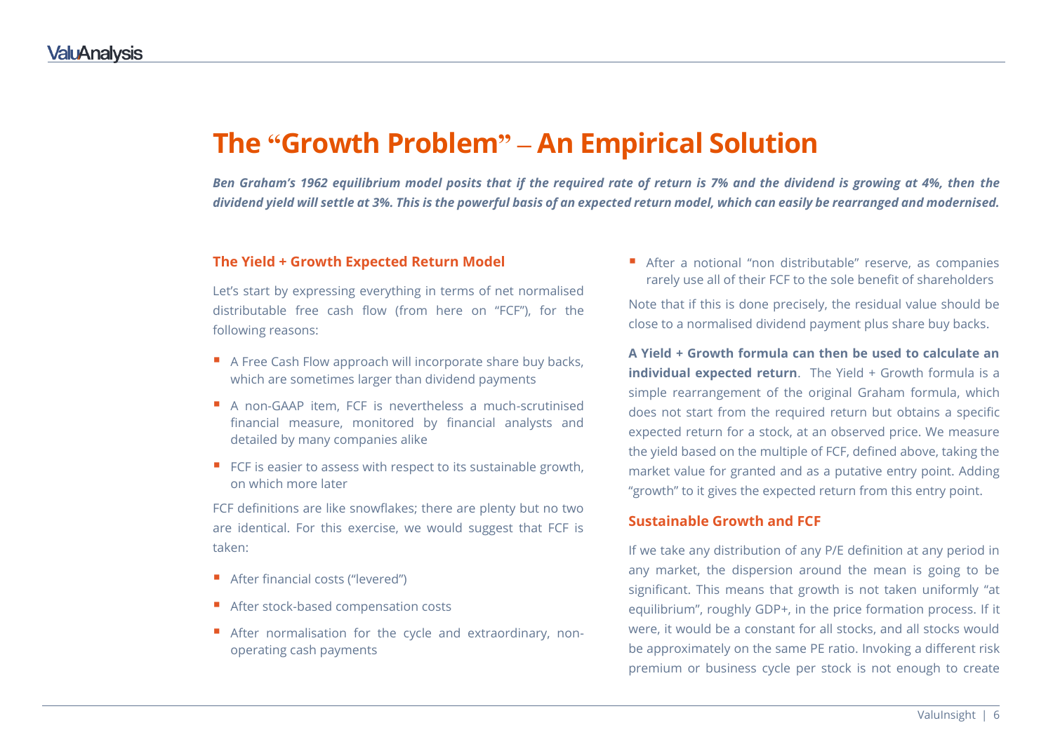# The "Growth Problem" – An Empirical Solution

***Ben Graham's 1962 equilibrium model posits that if the required rate of return is 7% and the dividend is growing at 4%, then the dividend yield will settle at 3%. This is the powerful basis of an expected return model, which can easily be rearranged and modernised.***

## The Yield + Growth Expected Return Model

Let's start by expressing everything in terms of net normalised distributable free cash flow (from here on "FCF"), for the following reasons:

- A Free Cash Flow approach will incorporate share buy backs, which are sometimes larger than dividend payments
- A non-GAAP item, FCF is nevertheless a much-scrutinised financial measure, monitored by financial analysts and detailed by many companies alike
- FCF is easier to assess with respect to its sustainable growth, on which more later

FCF definitions are like snowflakes; there are plenty but no two are identical. For this exercise, we would suggest that FCF is taken:

- After financial costs ("levered")
- After stock-based compensation costs
- After normalisation for the cycle and extraordinary, non-operating cash payments
- After a notional "non distributable" reserve, as companies rarely use all of their FCF to the sole benefit of shareholders

Note that if this is done precisely, the residual value should be close to a normalised dividend payment plus share buy backs.

**A Yield + Growth formula can then be used to calculate an individual expected return**. The Yield + Growth formula is a simple rearrangement of the original Graham formula, which does not start from the required return but obtains a specific expected return for a stock, at an observed price. We measure the yield based on the multiple of FCF, defined above, taking the market value for granted and as a putative entry point. Adding "growth" to it gives the expected return from this entry point.

## Sustainable Growth and FCF

If we take any distribution of any P/E definition at any period in any market, the dispersion around the mean is going to be significant. This means that growth is not taken uniformly "at equilibrium", roughly GDP+, in the price formation process. If it were, it would be a constant for all stocks, and all stocks would be approximately on the same PE ratio. Invoking a different risk premium or business cycle per stock is not enough to create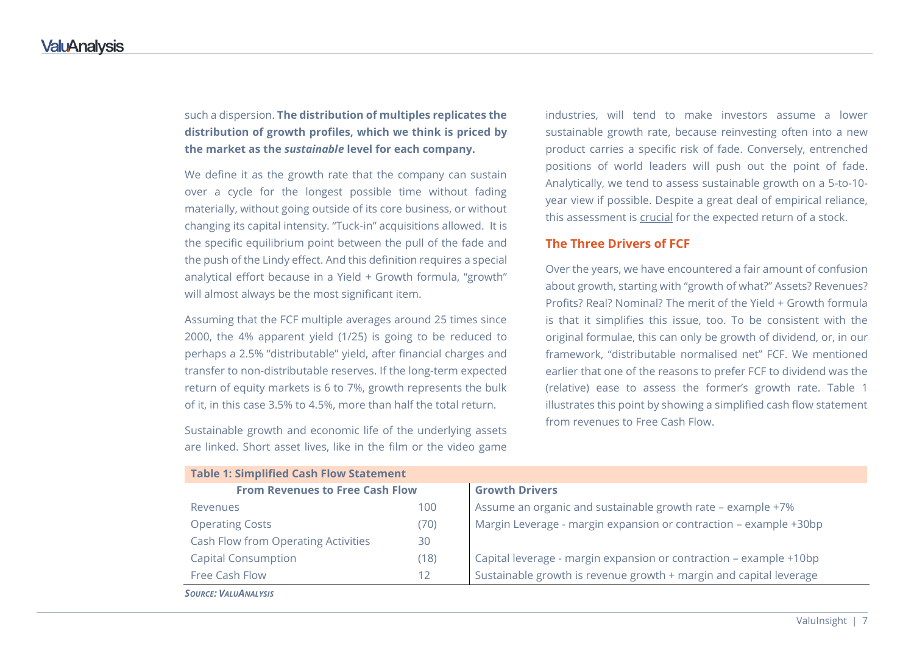such a dispersion. **The distribution of multiples replicates the distribution of growth profiles, which we think is priced by the market as the *sustainable* level for each company.**

We define it as the growth rate that the company can sustain over a cycle for the longest possible time without fading materially, without going outside of its core business, or without changing its capital intensity. "Tuck-in" acquisitions allowed. It is the specific equilibrium point between the pull of the fade and the push of the Lindy effect. And this definition requires a special analytical effort because in a Yield + Growth formula, "growth" will almost always be the most significant item.

Assuming that the FCF multiple averages around 25 times since 2000, the 4% apparent yield (1/25) is going to be reduced to perhaps a 2.5% "distributable" yield, after financial charges and transfer to non-distributable reserves. If the long-term expected return of equity markets is 6 to 7%, growth represents the bulk of it, in this case 3.5% to 4.5%, more than half the total return.

Sustainable growth and economic life of the underlying assets are linked. Short asset lives, like in the film or the video game industries, will tend to make investors assume a lower sustainable growth rate, because reinvesting often into a new product carries a specific risk of fade. Conversely, entrenched positions of world leaders will push out the point of fade. Analytically, we tend to assess sustainable growth on a 5-to-10-year view if possible. Despite a great deal of empirical reliance, this assessment is crucial for the expected return of a stock.

## The Three Drivers of FCF

Over the years, we have encountered a fair amount of confusion about growth, starting with "growth of what?" Assets? Revenues? Profits? Real? Nominal? The merit of the Yield + Growth formula is that it simplifies this issue, too. To be consistent with the original formulae, this can only be growth of dividend, or, in our framework, "distributable normalised net" FCF. We mentioned earlier that one of the reasons to prefer FCF to dividend was the (relative) ease to assess the former's growth rate. Table 1 illustrates this point by showing a simplified cash flow statement from revenues to Free Cash Flow.

**Table 1: Simplified Cash Flow Statement**

| From Revenues to Free Cash Flow | | Growth Drivers |
|---|---|---|
| Revenues | 100 | Assume an organic and sustainable growth rate – example +7% |
| Operating Costs | (70) | Margin Leverage - margin expansion or contraction – example +30bp |
| Cash Flow from Operating Activities | 30 | |
| Capital Consumption | (18) | Capital leverage - margin expansion or contraction – example +10bp |
| Free Cash Flow | 12 | Sustainable growth is revenue growth + margin and capital leverage |

*Source: ValuAnalysis*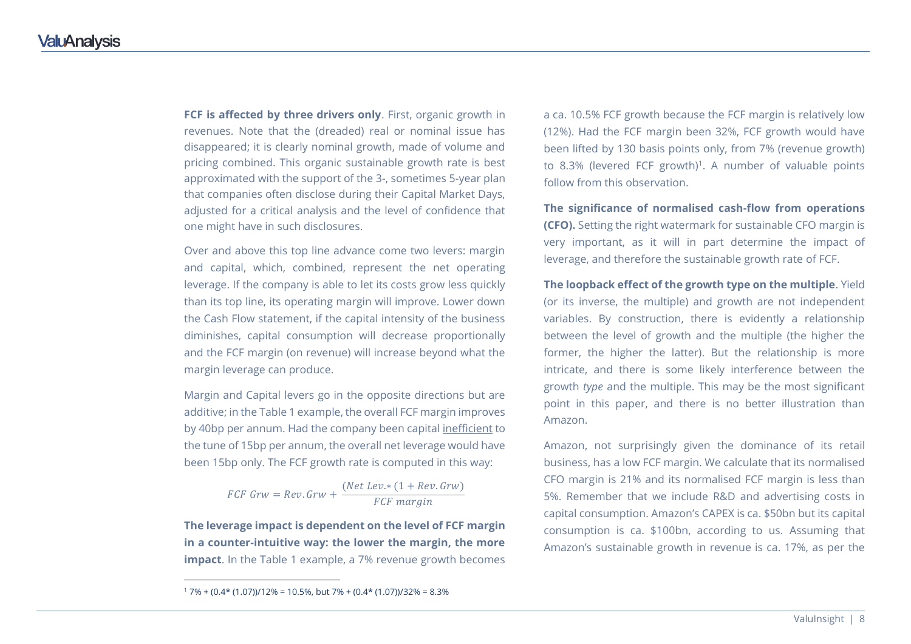**FCF is affected by three drivers only**. First, organic growth in revenues. Note that the (dreaded) real or nominal issue has disappeared; it is clearly nominal growth, made of volume and pricing combined. This organic sustainable growth rate is best approximated with the support of the 3-, sometimes 5-year plan that companies often disclose during their Capital Market Days, adjusted for a critical analysis and the level of confidence that one might have in such disclosures.

Over and above this top line advance come two levers: margin and capital, which, combined, represent the net operating leverage. If the company is able to let its costs grow less quickly than its top line, its operating margin will improve. Lower down the Cash Flow statement, if the capital intensity of the business diminishes, capital consumption will decrease proportionally and the FCF margin (on revenue) will increase beyond what the margin leverage can produce.

Margin and Capital levers go in the opposite directions but are additive; in the Table 1 example, the overall FCF margin improves by 40bp per annum. Had the company been capital inefficient to the tune of 15bp per annum, the overall net leverage would have been 15bp only. The FCF growth rate is computed in this way:

$$FCF\ Grw = Rev.Grw + \frac{(Net\ Lev.* (1 + Rev.Grw)}{FCF\ margin}$$

**The leverage impact is dependent on the level of FCF margin in a counter-intuitive way: the lower the margin, the more impact**. In the Table 1 example, a 7% revenue growth becomes a ca. 10.5% FCF growth because the FCF margin is relatively low (12%). Had the FCF margin been 32%, FCF growth would have been lifted by 130 basis points only, from 7% (revenue growth) to 8.3% (levered FCF growth)[1]. A number of valuable points follow from this observation.

**The significance of normalised cash-flow from operations (CFO).** Setting the right watermark for sustainable CFO margin is very important, as it will in part determine the impact of leverage, and therefore the sustainable growth rate of FCF.

**The loopback effect of the growth type on the multiple**. Yield (or its inverse, the multiple) and growth are not independent variables. By construction, there is evidently a relationship between the level of growth and the multiple (the higher the former, the higher the latter). But the relationship is more intricate, and there is some likely interference between the growth *type* and the multiple. This may be the most significant point in this paper, and there is no better illustration than Amazon.

Amazon, not surprisingly given the dominance of its retail business, has a low FCF margin. We calculate that its normalised CFO margin is 21% and its normalised FCF margin is less than 5%. Remember that we include R&D and advertising costs in capital consumption. Amazon's CAPEX is ca. \$50bn but its capital consumption is ca. \$100bn, according to us. Assuming that Amazon's sustainable growth in revenue is ca. 17%, as per the

---

[1] 7% + (0.4* (1.07))/12% = 10.5%, but 7% + (0.4* (1.07))/32% = 8.3%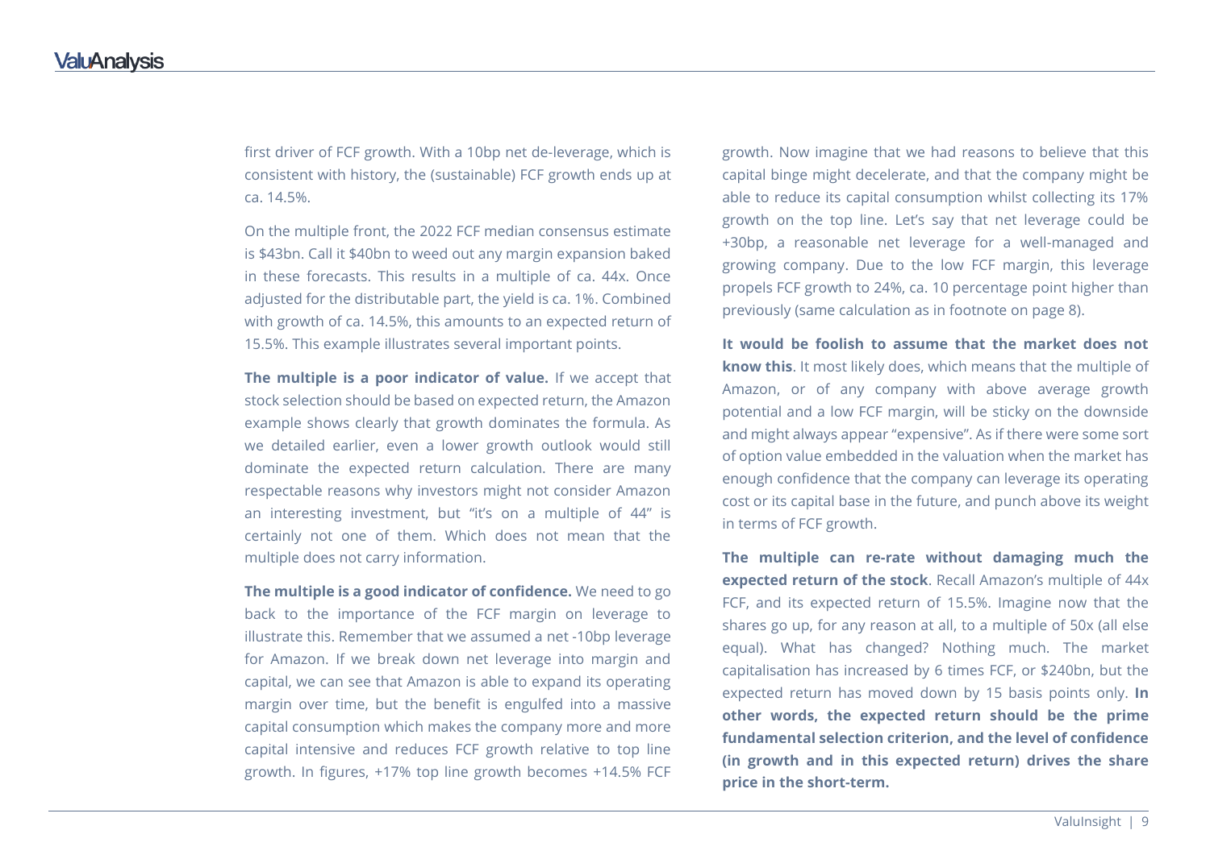first driver of FCF growth. With a 10bp net de-leverage, which is consistent with history, the (sustainable) FCF growth ends up at ca. 14.5%.

On the multiple front, the 2022 FCF median consensus estimate is $43bn. Call it $40bn to weed out any margin expansion baked in these forecasts. This results in a multiple of ca. 44x. Once adjusted for the distributable part, the yield is ca. 1%. Combined with growth of ca. 14.5%, this amounts to an expected return of 15.5%. This example illustrates several important points.

**The multiple is a poor indicator of value.** If we accept that stock selection should be based on expected return, the Amazon example shows clearly that growth dominates the formula. As we detailed earlier, even a lower growth outlook would still dominate the expected return calculation. There are many respectable reasons why investors might not consider Amazon an interesting investment, but "it's on a multiple of 44" is certainly not one of them. Which does not mean that the multiple does not carry information.

**The multiple is a good indicator of confidence.** We need to go back to the importance of the FCF margin on leverage to illustrate this. Remember that we assumed a net -10bp leverage for Amazon. If we break down net leverage into margin and capital, we can see that Amazon is able to expand its operating margin over time, but the benefit is engulfed into a massive capital consumption which makes the company more and more capital intensive and reduces FCF growth relative to top line growth. In figures, +17% top line growth becomes +14.5% FCF growth. Now imagine that we had reasons to believe that this capital binge might decelerate, and that the company might be able to reduce its capital consumption whilst collecting its 17% growth on the top line. Let's say that net leverage could be +30bp, a reasonable net leverage for a well-managed and growing company. Due to the low FCF margin, this leverage propels FCF growth to 24%, ca. 10 percentage point higher than previously (same calculation as in footnote on page 8).

**It would be foolish to assume that the market does not know this**. It most likely does, which means that the multiple of Amazon, or of any company with above average growth potential and a low FCF margin, will be sticky on the downside and might always appear "expensive". As if there were some sort of option value embedded in the valuation when the market has enough confidence that the company can leverage its operating cost or its capital base in the future, and punch above its weight in terms of FCF growth.

**The multiple can re-rate without damaging much the expected return of the stock**. Recall Amazon's multiple of 44x FCF, and its expected return of 15.5%. Imagine now that the shares go up, for any reason at all, to a multiple of 50x (all else equal). What has changed? Nothing much. The market capitalisation has increased by 6 times FCF, or $240bn, but the expected return has moved down by 15 basis points only. **In other words, the expected return should be the prime fundamental selection criterion, and the level of confidence (in growth and in this expected return) drives the share price in the short-term.**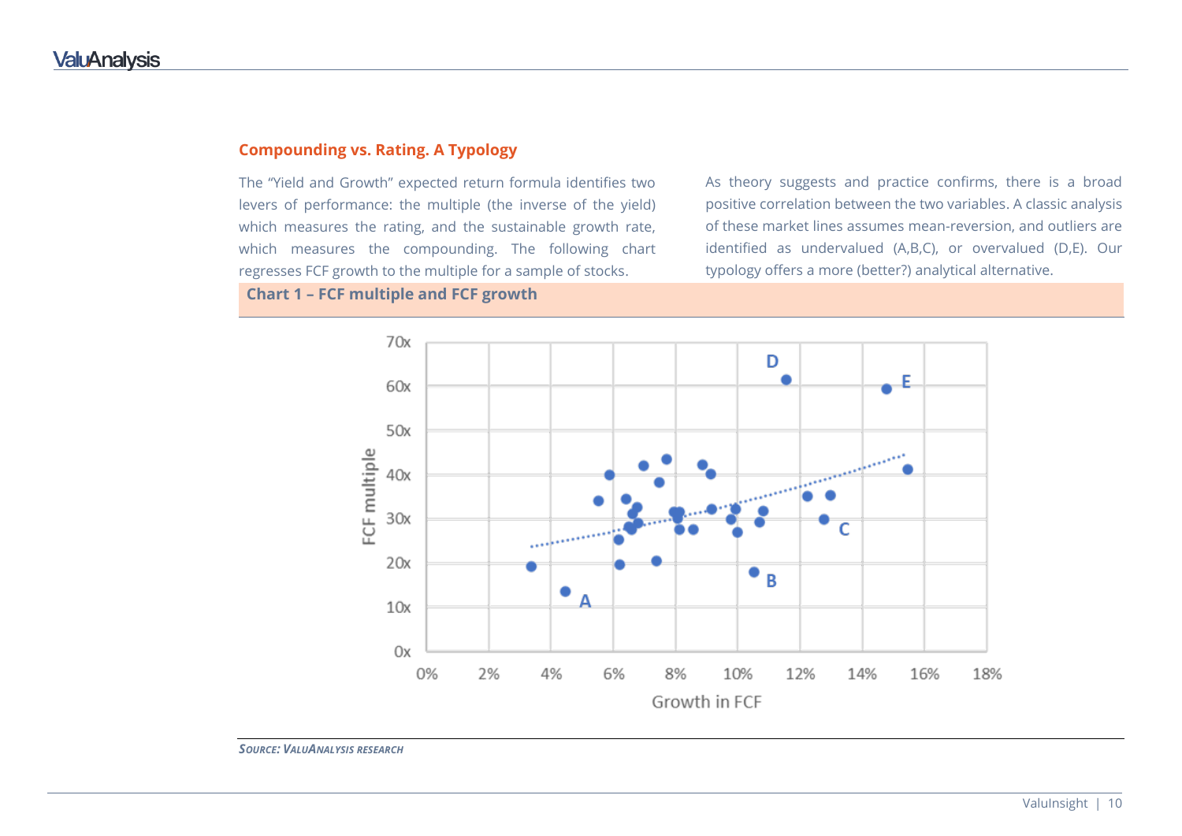## Compounding vs. Rating. A Typology

The “Yield and Growth” expected return formula identifies two levers of performance: the multiple (the inverse of the yield) which measures the rating, and the sustainable growth rate, which measures the compounding. The following chart regresses FCF growth to the multiple for a sample of stocks.

As theory suggests and practice confirms, there is a broad positive correlation between the two variables. A classic analysis of these market lines assumes mean-reversion, and outliers are identified as undervalued (A,B,C), or overvalued (D,E). Our typology offers a more (better?) analytical alternative.

**Chart 1 – FCF multiple and FCF growth**

*Source: ValuAnalysis research*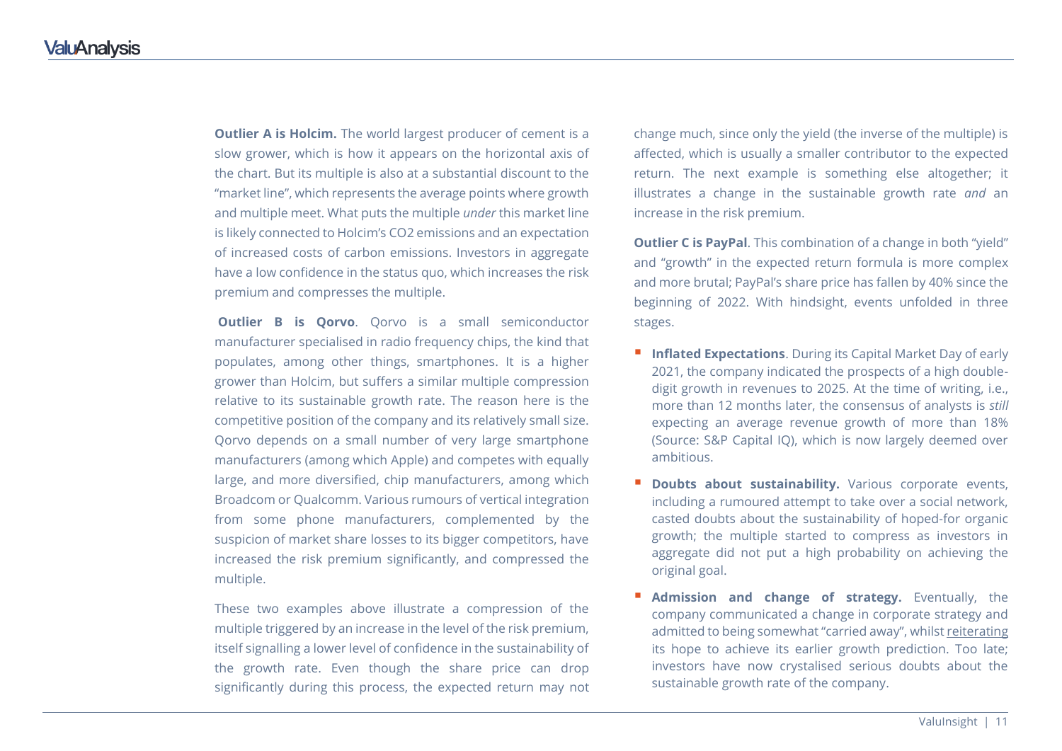**Outlier A is Holcim.** The world largest producer of cement is a slow grower, which is how it appears on the horizontal axis of the chart. But its multiple is also at a substantial discount to the "market line", which represents the average points where growth and multiple meet. What puts the multiple *under* this market line is likely connected to Holcim's $CO_2$ emissions and an expectation of increased costs of carbon emissions. Investors in aggregate have a low confidence in the status quo, which increases the risk premium and compresses the multiple.

**Outlier B is Qorvo**. Qorvo is a small semiconductor manufacturer specialised in radio frequency chips, the kind that populates, among other things, smartphones. It is a higher grower than Holcim, but suffers a similar multiple compression relative to its sustainable growth rate. The reason here is the competitive position of the company and its relatively small size. Qorvo depends on a small number of very large smartphone manufacturers (among which Apple) and competes with equally large, and more diversified, chip manufacturers, among which Broadcom or Qualcomm. Various rumours of vertical integration from some phone manufacturers, complemented by the suspicion of market share losses to its bigger competitors, have increased the risk premium significantly, and compressed the multiple.

These two examples above illustrate a compression of the multiple triggered by an increase in the level of the risk premium, itself signalling a lower level of confidence in the sustainability of the growth rate. Even though the share price can drop significantly during this process, the expected return may not change much, since only the yield (the inverse of the multiple) is affected, which is usually a smaller contributor to the expected return. The next example is something else altogether; it illustrates a change in the sustainable growth rate *and* an increase in the risk premium.

**Outlier C is PayPal**. This combination of a change in both "yield" and "growth" in the expected return formula is more complex and more brutal; PayPal's share price has fallen by 40% since the beginning of 2022. With hindsight, events unfolded in three stages.

- **Inflated Expectations**. During its Capital Market Day of early 2021, the company indicated the prospects of a high double-digit growth in revenues to 2025. At the time of writing, i.e., more than 12 months later, the consensus of analysts is *still* expecting an average revenue growth of more than 18% (Source: S&P Capital IQ), which is now largely deemed over ambitious.
- **Doubts about sustainability.** Various corporate events, including a rumoured attempt to take over a social network, casted doubts about the sustainability of hoped-for organic growth; the multiple started to compress as investors in aggregate did not put a high probability on achieving the original goal.
- **Admission and change of strategy.** Eventually, the company communicated a change in corporate strategy and admitted to being somewhat "carried away", whilst reiterating its hope to achieve its earlier growth prediction. Too late; investors have now crystalised serious doubts about the sustainable growth rate of the company.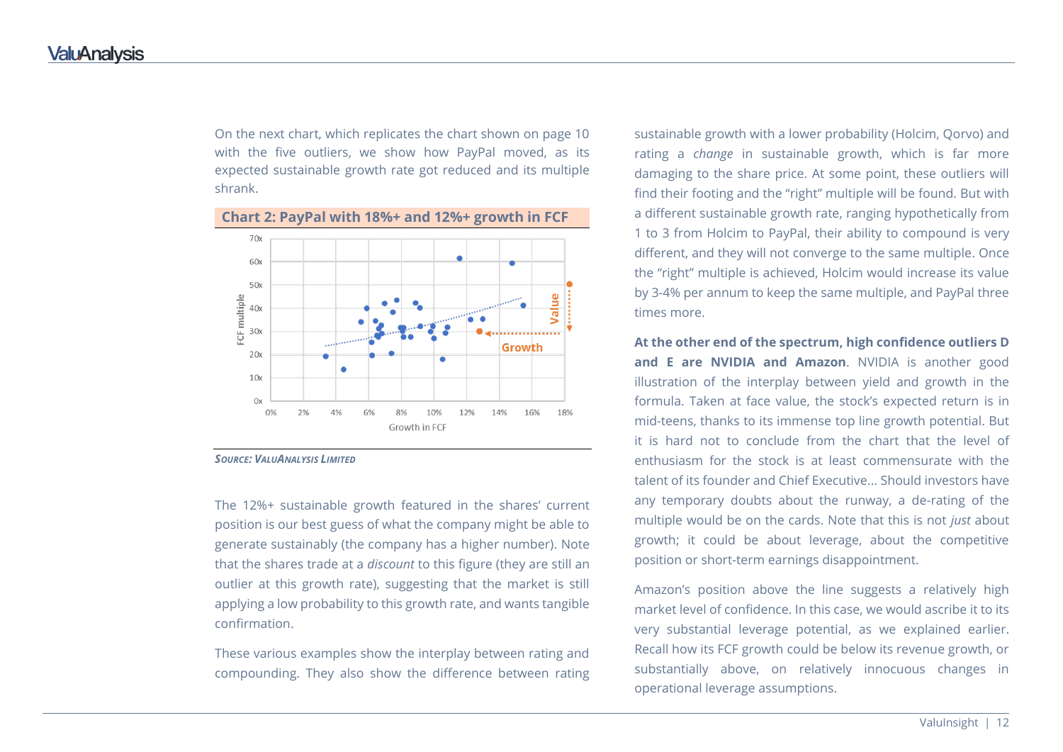On the next chart, which replicates the chart shown on page 10 with the five outliers, we show how PayPal moved, as its expected sustainable growth rate got reduced and its multiple shrank.

**Chart 2: PayPal with 18%+ and 12%+ growth in FCF**

*Source: ValuAnalysis Limited*

The 12%+ sustainable growth featured in the shares' current position is our best guess of what the company might be able to generate sustainably (the company has a higher number). Note that the shares trade at a *discount* to this figure (they are still an outlier at this growth rate), suggesting that the market is still applying a low probability to this growth rate, and wants tangible confirmation.

These various examples show the interplay between rating and compounding. They also show the difference between rating sustainable growth with a lower probability (Holcim, Qorvo) and rating a *change* in sustainable growth, which is far more damaging to the share price. At some point, these outliers will find their footing and the "right" multiple will be found. But with a different sustainable growth rate, ranging hypothetically from 1 to 3 from Holcim to PayPal, their ability to compound is very different, and they will not converge to the same multiple. Once the "right" multiple is achieved, Holcim would increase its value by 3-4% per annum to keep the same multiple, and PayPal three times more.

**At the other end of the spectrum, high confidence outliers D and E are NVIDIA and Amazon**. NVIDIA is another good illustration of the interplay between yield and growth in the formula. Taken at face value, the stock's expected return is in mid-teens, thanks to its immense top line growth potential. But it is hard not to conclude from the chart that the level of enthusiasm for the stock is at least commensurate with the talent of its founder and Chief Executive… Should investors have any temporary doubts about the runway, a de-rating of the multiple would be on the cards. Note that this is not *just* about growth; it could be about leverage, about the competitive position or short-term earnings disappointment.

Amazon's position above the line suggests a relatively high market level of confidence. In this case, we would ascribe it to its very substantial leverage potential, as we explained earlier. Recall how its FCF growth could be below its revenue growth, or substantially above, on relatively innocuous changes in operational leverage assumptions.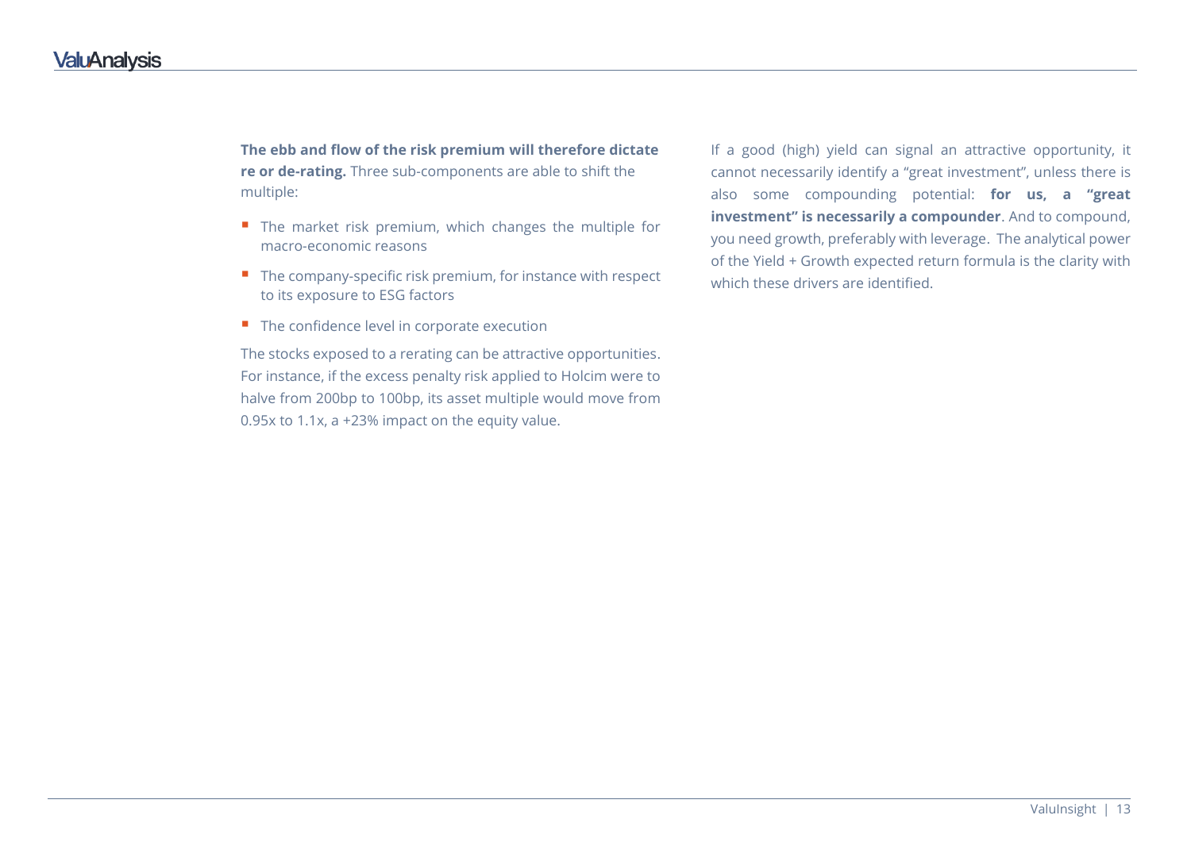**The ebb and flow of the risk premium will therefore dictate re or de-rating.** Three sub-components are able to shift the multiple:

- The market risk premium, which changes the multiple for macro-economic reasons
- The company-specific risk premium, for instance with respect to its exposure to ESG factors
- The confidence level in corporate execution

The stocks exposed to a rerating can be attractive opportunities. For instance, if the excess penalty risk applied to Holcim were to halve from 200bp to 100bp, its asset multiple would move from 0.95x to 1.1x, a +23% impact on the equity value.

If a good (high) yield can signal an attractive opportunity, it cannot necessarily identify a "great investment", unless there is also some compounding potential: **for us, a "great investment" is necessarily a compounder**. And to compound, you need growth, preferably with leverage. The analytical power of the Yield + Growth expected return formula is the clarity with which these drivers are identified.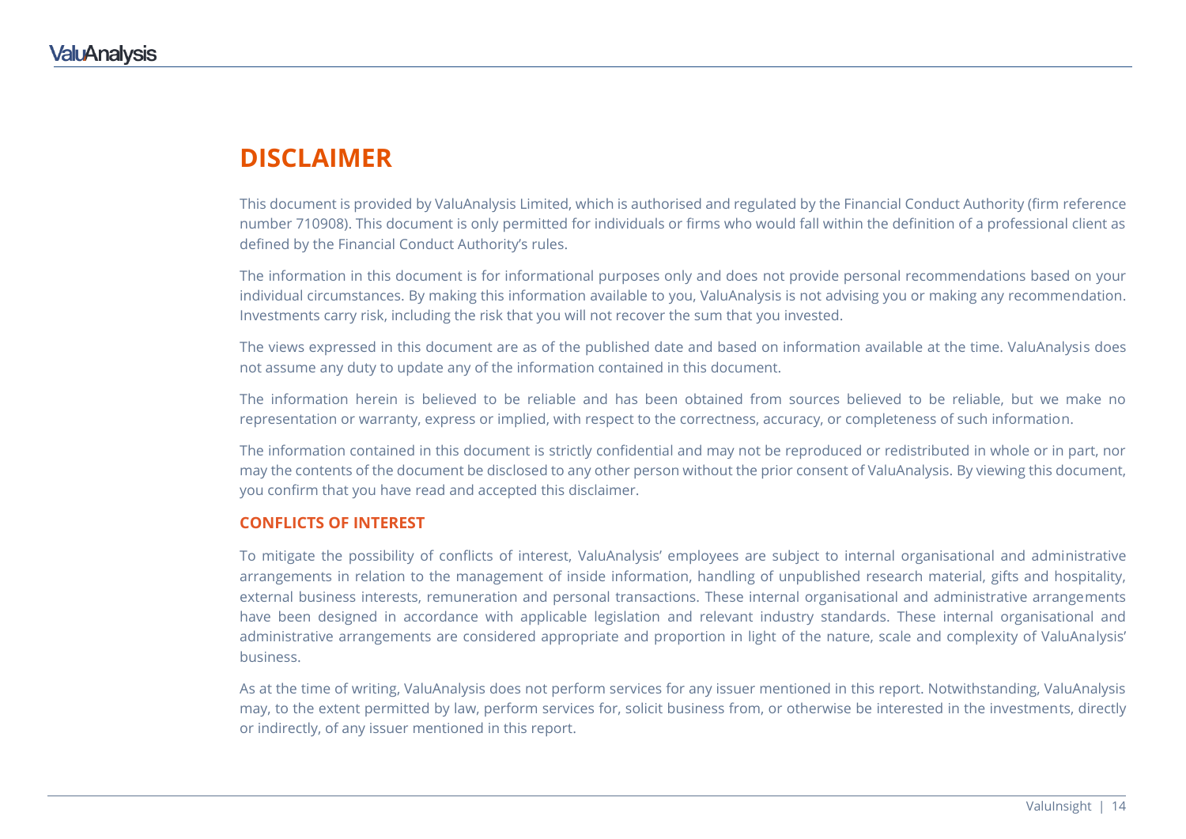# DISCLAIMER

This document is provided by ValuAnalysis Limited, which is authorised and regulated by the Financial Conduct Authority (firm reference number 710908). This document is only permitted for individuals or firms who would fall within the definition of a professional client as defined by the Financial Conduct Authority's rules.

The information in this document is for informational purposes only and does not provide personal recommendations based on your individual circumstances. By making this information available to you, ValuAnalysis is not advising you or making any recommendation. Investments carry risk, including the risk that you will not recover the sum that you invested.

The views expressed in this document are as of the published date and based on information available at the time. ValuAnalysis does not assume any duty to update any of the information contained in this document.

The information herein is believed to be reliable and has been obtained from sources believed to be reliable, but we make no representation or warranty, express or implied, with respect to the correctness, accuracy, or completeness of such information.

The information contained in this document is strictly confidential and may not be reproduced or redistributed in whole or in part, nor may the contents of the document be disclosed to any other person without the prior consent of ValuAnalysis. By viewing this document, you confirm that you have read and accepted this disclaimer.

## CONFLICTS OF INTEREST

To mitigate the possibility of conflicts of interest, ValuAnalysis' employees are subject to internal organisational and administrative arrangements in relation to the management of inside information, handling of unpublished research material, gifts and hospitality, external business interests, remuneration and personal transactions. These internal organisational and administrative arrangements have been designed in accordance with applicable legislation and relevant industry standards. These internal organisational and administrative arrangements are considered appropriate and proportion in light of the nature, scale and complexity of ValuAnalysis' business.

As at the time of writing, ValuAnalysis does not perform services for any issuer mentioned in this report. Notwithstanding, ValuAnalysis may, to the extent permitted by law, perform services for, solicit business from, or otherwise be interested in the investments, directly or indirectly, of any issuer mentioned in this report.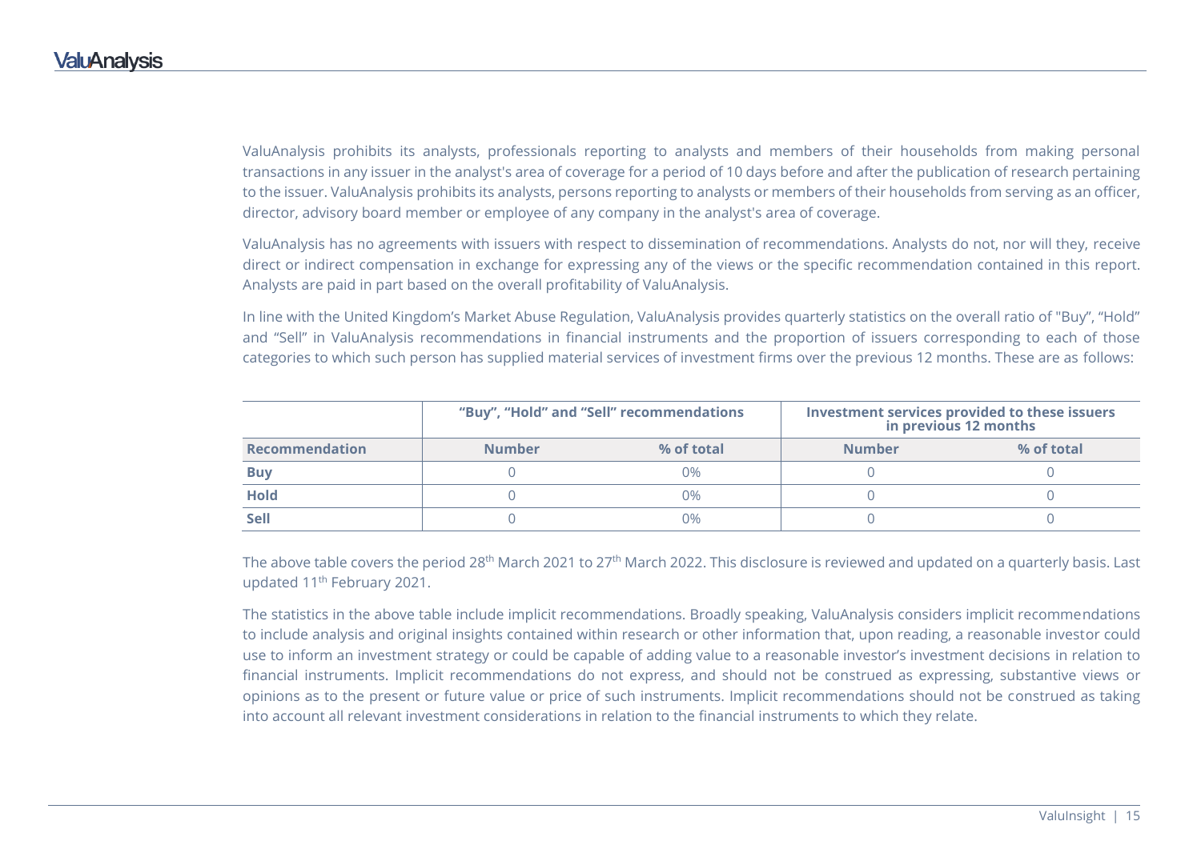ValuAnalysis prohibits its analysts, professionals reporting to analysts and members of their households from making personal transactions in any issuer in the analyst's area of coverage for a period of 10 days before and after the publication of research pertaining to the issuer. ValuAnalysis prohibits its analysts, persons reporting to analysts or members of their households from serving as an officer, director, advisory board member or employee of any company in the analyst's area of coverage.

ValuAnalysis has no agreements with issuers with respect to dissemination of recommendations. Analysts do not, nor will they, receive direct or indirect compensation in exchange for expressing any of the views or the specific recommendation contained in this report. Analysts are paid in part based on the overall profitability of ValuAnalysis.

In line with the United Kingdom's Market Abuse Regulation, ValuAnalysis provides quarterly statistics on the overall ratio of "Buy", "Hold" and "Sell" in ValuAnalysis recommendations in financial instruments and the proportion of issuers corresponding to each of those categories to which such person has supplied material services of investment firms over the previous 12 months. These are as follows:

| | "Buy", "Hold" and "Sell" recommendations | | Investment services provided to these issuers in previous 12 months | |
|---|---|---|---|---|
| **Recommendation** | **Number** | **% of total** | **Number** | **% of total** |
| **Buy** | 0 | 0% | 0 | 0 |
| **Hold** | 0 | 0% | 0 | 0 |
| **Sell** | 0 | 0% | 0 | 0 |

The above table covers the period 28th March 2021 to 27th March 2022. This disclosure is reviewed and updated on a quarterly basis. Last updated 11th February 2021.

The statistics in the above table include implicit recommendations. Broadly speaking, ValuAnalysis considers implicit recommendations to include analysis and original insights contained within research or other information that, upon reading, a reasonable investor could use to inform an investment strategy or could be capable of adding value to a reasonable investor's investment decisions in relation to financial instruments. Implicit recommendations do not express, and should not be construed as expressing, substantive views or opinions as to the present or future value or price of such instruments. Implicit recommendations should not be construed as taking into account all relevant investment considerations in relation to the financial instruments to which they relate.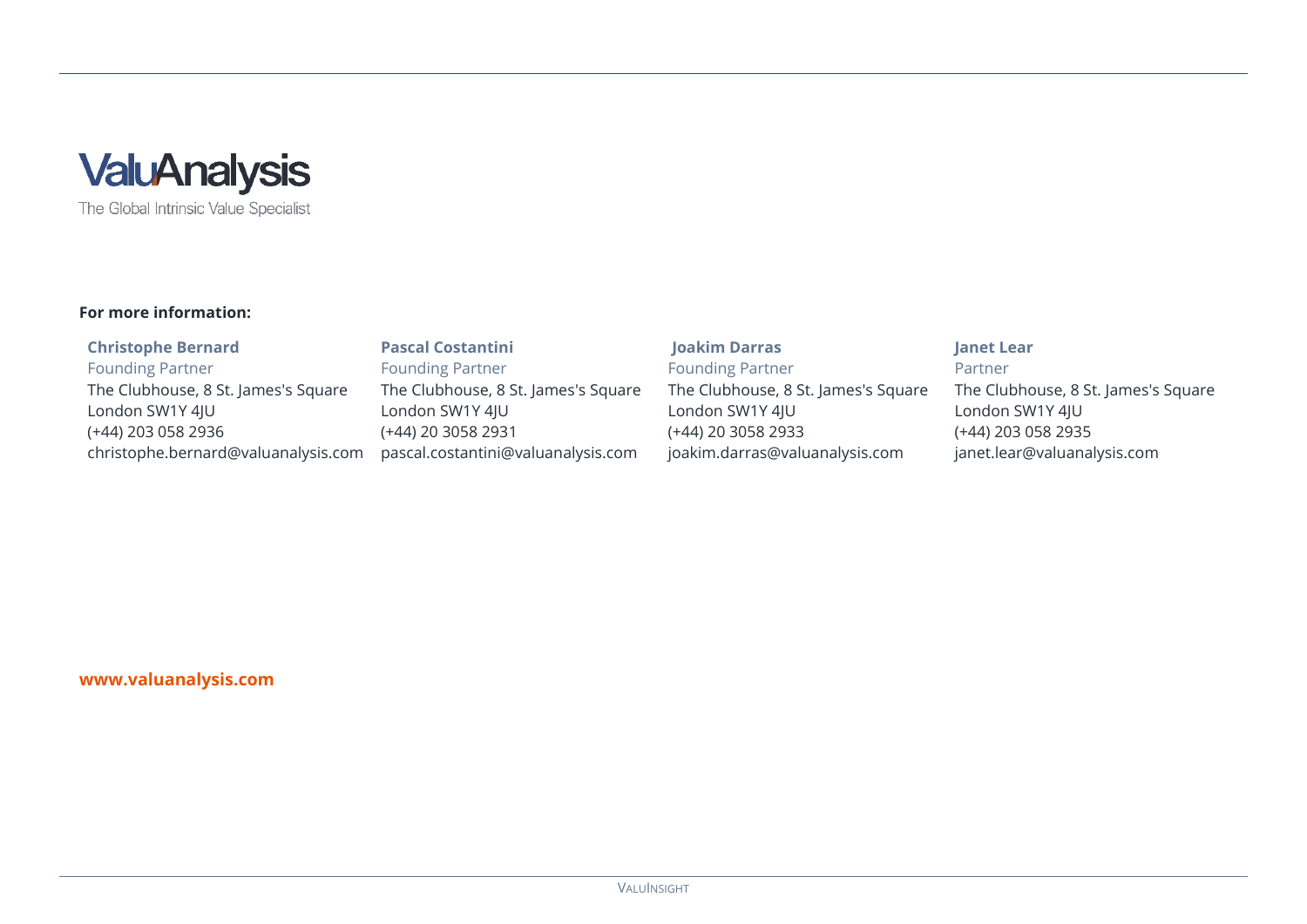ValuAnalysis

The Global Intrinsic Value Specialist

**For more information:**

**Christophe Bernard**
Founding Partner
The Clubhouse, 8 St. James's Square
London SW1Y 4JU
(+44) 203 058 2936
christophe.bernard@valuanalysis.com

**Pascal Costantini**
Founding Partner
The Clubhouse, 8 St. James's Square
London SW1Y 4JU
(+44) 20 3058 2931
pascal.costantini@valuanalysis.com

**Joakim Darras**
Founding Partner
The Clubhouse, 8 St. James's Square
London SW1Y 4JU
(+44) 20 3058 2933
joakim.darras@valuanalysis.com

**Janet Lear**
Partner
The Clubhouse, 8 St. James's Square
London SW1Y 4JU
(+44) 203 058 2935
janet.lear@valuanalysis.com

**www.valuanalysis.com**